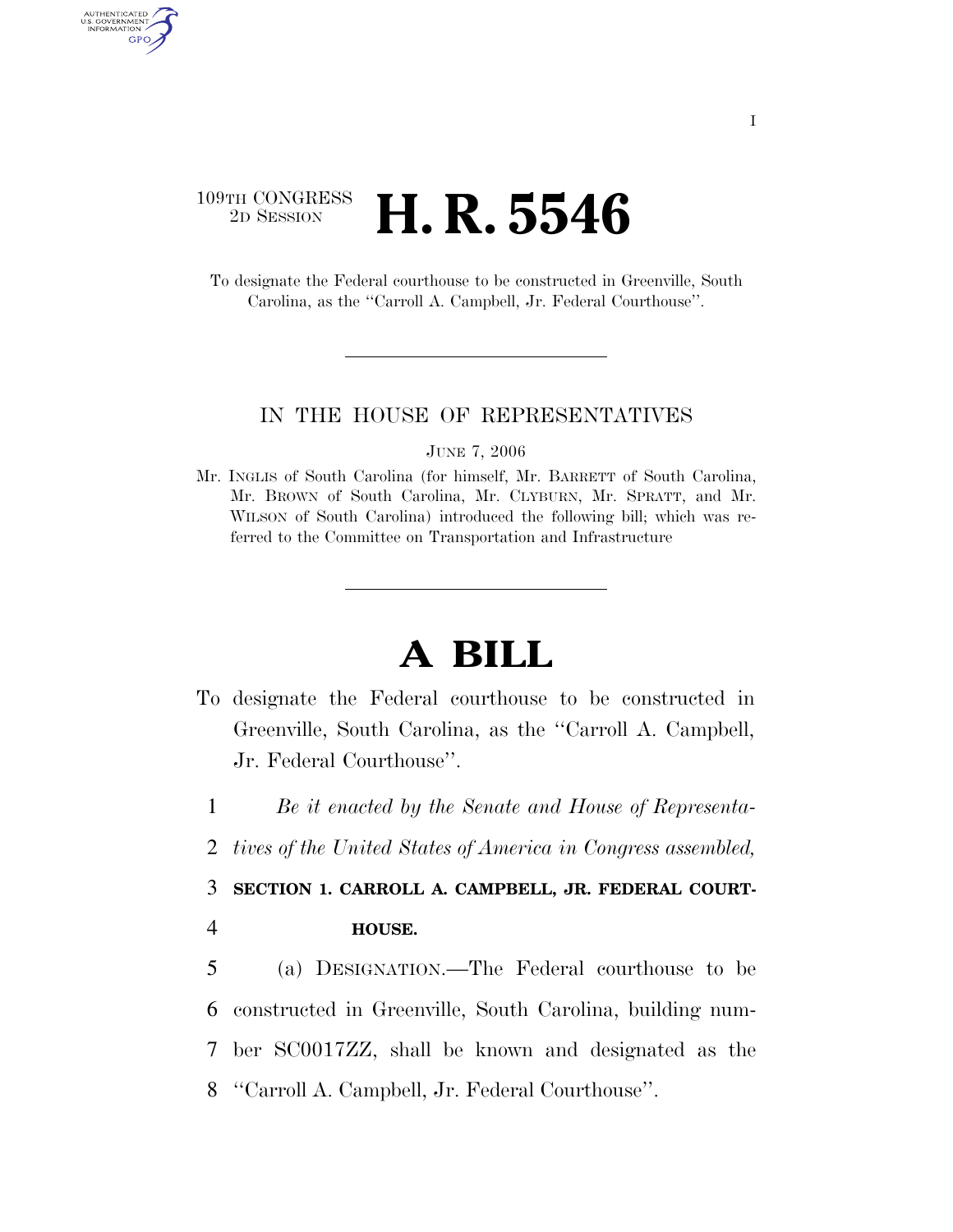109TH CONGRESS
2D SESSION

# H. R. 5546

To designate the Federal courthouse to be constructed in Greenville, South Carolina, as the ''Carroll A. Campbell, Jr. Federal Courthouse''.

IN THE HOUSE OF REPRESENTATIVES

JUNE 7, 2006

Mr. INGLIS of South Carolina (for himself, Mr. BARRETT of South Carolina, Mr. BROWN of South Carolina, Mr. CLYBURN, Mr. SPRATT, and Mr. WILSON of South Carolina) introduced the following bill; which was referred to the Committee on Transportation and Infrastructure

# A BILL

To designate the Federal courthouse to be constructed in Greenville, South Carolina, as the ''Carroll A. Campbell, Jr. Federal Courthouse''.

1 *Be it enacted by the Senate and House of Representa-*
2 *tives of the United States of America in Congress assembled,*

3 **SECTION 1. CARROLL A. CAMPBELL, JR. FEDERAL COURT-**
4 **HOUSE.**

5 (a) DESIGNATION.—The Federal courthouse to be
6 constructed in Greenville, South Carolina, building num-
7 ber SC0017ZZ, shall be known and designated as the
8 ''Carroll A. Campbell, Jr. Federal Courthouse''.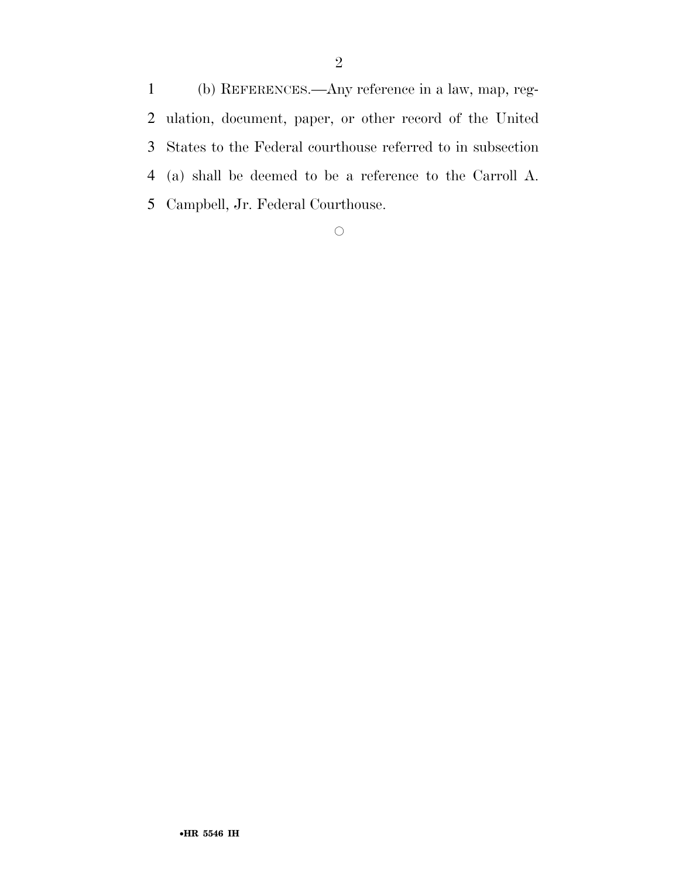(b) REFERENCES.—Any reference in a law, map, regulation, document, paper, or other record of the United States to the Federal courthouse referred to in subsection (a) shall be deemed to be a reference to the Carroll A. Campbell, Jr. Federal Courthouse.